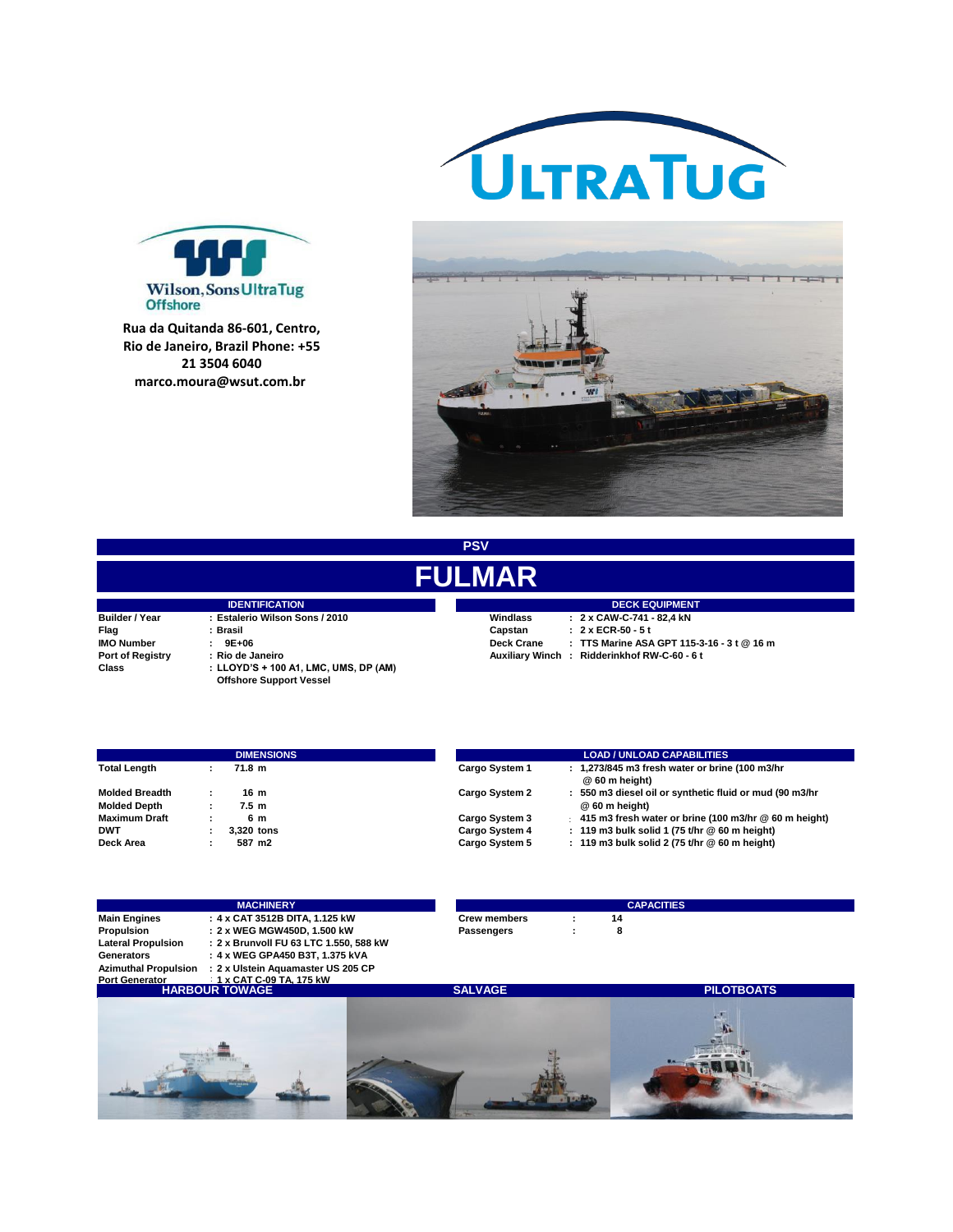ULTRATUG

Wilson, Sons UltraTug Offshore

Rua da Quitanda 86-601, Centro, Rio de Janeiro, Brazil Phone: +55 21 3504 6040
marco.moura@wsut.com.br

PSV

# FULMAR

| IDENTIFICATION | |
|---|---|
| Builder / Year | : Estalerio Wilson Sons / 2010 |
| Flag | : Brasil |
| IMO Number | : 9E+06 |
| Port of Registry | : Rio de Janeiro |
| Class | : LLOYD'S + 100 A1, LMC, UMS, DP (AM) Offshore Support Vessel |

| DECK EQUIPMENT | |
|---|---|
| Windlass | : 2 x CAW-C-741 - 82,4 kN |
| Capstan | : 2 x ECR-50 - 5 t |
| Deck Crane | : TTS Marine ASA GPT 115-3-16 - 3 t @ 16 m |
| Auxiliary Winch | : Ridderinkhof RW-C-60 - 6 t |

| DIMENSIONS | |
|---|---|
| Total Length | : 71.8 m |
| Molded Breadth | : 16 m |
| Molded Depth | : 7.5 m |
| Maximum Draft | : 6 m |
| DWT | : 3,320 tons |
| Deck Area | : 587 m2 |

| LOAD / UNLOAD CAPABILITIES | |
|---|---|
| Cargo System 1 | : 1,273/845 m3 fresh water or brine (100 m3/hr @ 60 m height) |
| Cargo System 2 | : 550 m3 diesel oil or synthetic fluid or mud (90 m3/hr @ 60 m height) |
| Cargo System 3 | : 415 m3 fresh water or brine (100 m3/hr @ 60 m height) |
| Cargo System 4 | : 119 m3 bulk solid 1 (75 t/hr @ 60 m height) |
| Cargo System 5 | : 119 m3 bulk solid 2 (75 t/hr @ 60 m height) |

| MACHINERY | |
|---|---|
| Main Engines | : 4 x CAT 3512B DITA, 1.125 kW |
| Propulsion | : 2 x WEG MGW450D, 1.500 kW |
| Lateral Propulsion | : 2 x Brunvoll FU 63 LTC 1.550, 588 kW |
| Generators | : 4 x WEG GPA450 B3T, 1.375 kVA |
| Azimuthal Propulsion | : 2 x Ulstein Aquamaster US 205 CP |
| Port Generator | : 1 x CAT C-09 TA, 175 kW |

| CAPACITIES | |
|---|---|
| Crew members | : 14 |
| Passengers | : 8 |

HARBOUR TOWAGE | SALVAGE | PILOTBOATS